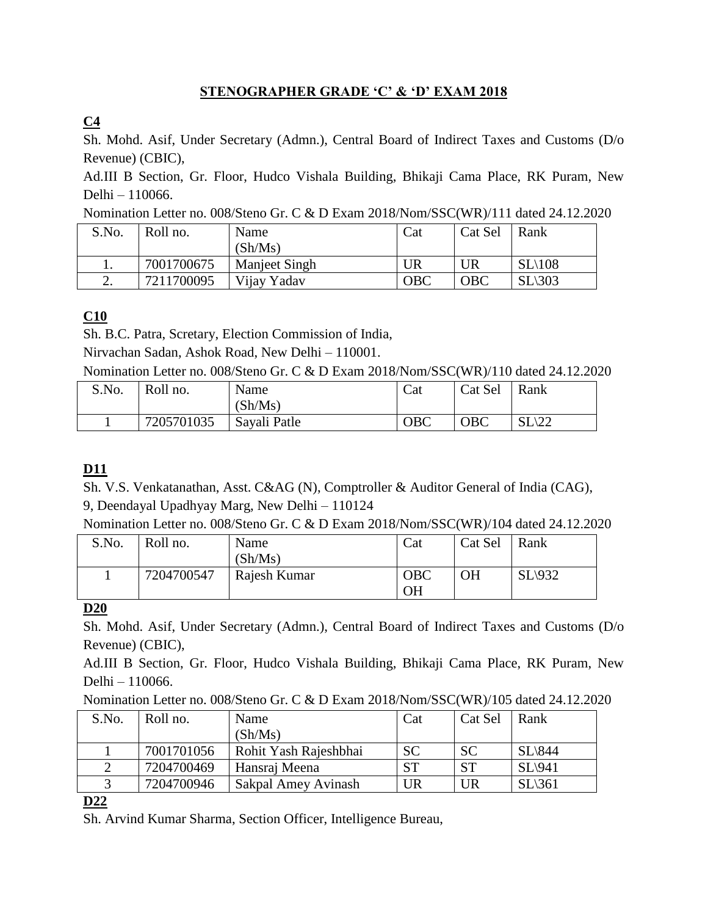# STENOGRAPHER GRADE 'C' & 'D' EXAM 2018

## C4

Sh. Mohd. Asif, Under Secretary (Admn.), Central Board of Indirect Taxes and Customs (D/o Revenue) (CBIC),

Ad.III B Section, Gr. Floor, Hudco Vishala Building, Bhikaji Cama Place, RK Puram, New Delhi – 110066.

Nomination Letter no. 008/Steno Gr. C & D Exam 2018/Nom/SSC(WR)/111 dated 24.12.2020

| S.No. | Roll no. | Name (Sh/Ms) | Cat | Cat Sel | Rank |
|---|---|---|---|---|---|
| 1. | 7001700675 | Manjeet Singh | UR | UR | SL\108 |
| 2. | 7211700095 | Vijay Yadav | OBC | OBC | SL\303 |

## C10

Sh. B.C. Patra, Scretary, Election Commission of India,

Nirvachan Sadan, Ashok Road, New Delhi – 110001.

Nomination Letter no. 008/Steno Gr. C & D Exam 2018/Nom/SSC(WR)/110 dated 24.12.2020

| S.No. | Roll no. | Name (Sh/Ms) | Cat | Cat Sel | Rank |
|---|---|---|---|---|---|
| 1 | 7205701035 | Sayali Patle | OBC | OBC | SL\22 |

## D11

Sh. V.S. Venkatanathan, Asst. C&AG (N), Comptroller & Auditor General of India (CAG),

9, Deendayal Upadhyay Marg, New Delhi – 110124

Nomination Letter no. 008/Steno Gr. C & D Exam 2018/Nom/SSC(WR)/104 dated 24.12.2020

| S.No. | Roll no. | Name (Sh/Ms) | Cat | Cat Sel | Rank |
|---|---|---|---|---|---|
| 1 | 7204700547 | Rajesh Kumar | OBC OH | OH | SL\932 |

## D20

Sh. Mohd. Asif, Under Secretary (Admn.), Central Board of Indirect Taxes and Customs (D/o Revenue) (CBIC),

Ad.III B Section, Gr. Floor, Hudco Vishala Building, Bhikaji Cama Place, RK Puram, New Delhi – 110066.

Nomination Letter no. 008/Steno Gr. C & D Exam 2018/Nom/SSC(WR)/105 dated 24.12.2020

| S.No. | Roll no. | Name (Sh/Ms) | Cat | Cat Sel | Rank |
|---|---|---|---|---|---|
| 1 | 7001701056 | Rohit Yash Rajeshbhai | SC | SC | SL\844 |
| 2 | 7204700469 | Hansraj Meena | ST | ST | SL\941 |
| 3 | 7204700946 | Sakpal Amey Avinash | UR | UR | SL\361 |

## D22

Sh. Arvind Kumar Sharma, Section Officer, Intelligence Bureau,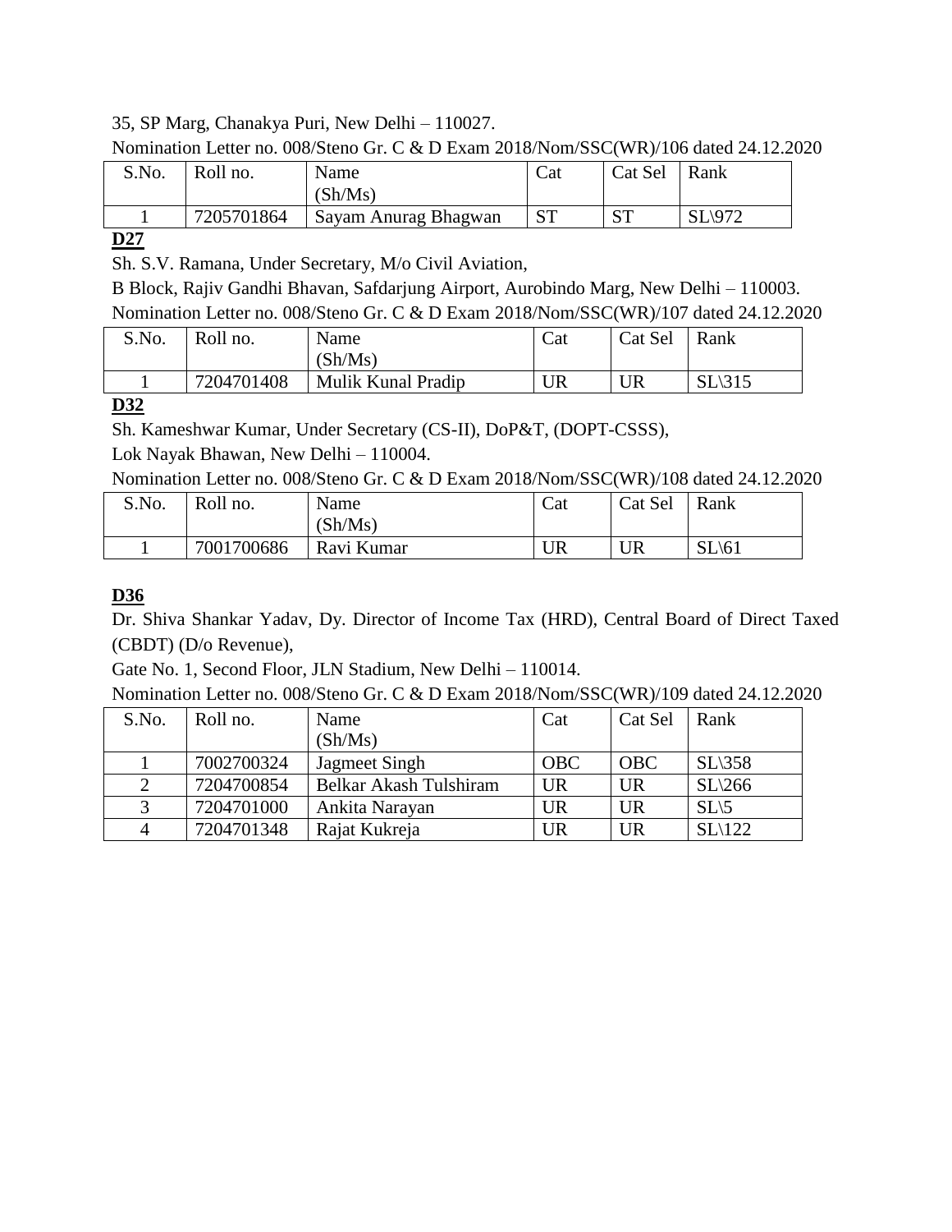35, SP Marg, Chanakya Puri, New Delhi – 110027.

Nomination Letter no. 008/Steno Gr. C & D Exam 2018/Nom/SSC(WR)/106 dated 24.12.2020

| S.No. | Roll no. | Name (Sh/Ms) | Cat | Cat Sel | Rank |
|---|---|---|---|---|---|
| 1 | 7205701864 | Sayam Anurag Bhagwan | ST | ST | SL\972 |

**D27**

Sh. S.V. Ramana, Under Secretary, M/o Civil Aviation,

B Block, Rajiv Gandhi Bhavan, Safdarjung Airport, Aurobindo Marg, New Delhi – 110003.

Nomination Letter no. 008/Steno Gr. C & D Exam 2018/Nom/SSC(WR)/107 dated 24.12.2020

| S.No. | Roll no. | Name (Sh/Ms) | Cat | Cat Sel | Rank |
|---|---|---|---|---|---|
| 1 | 7204701408 | Mulik Kunal Pradip | UR | UR | SL\315 |

**D32**

Sh. Kameshwar Kumar, Under Secretary (CS-II), DoP&T, (DOPT-CSSS),

Lok Nayak Bhawan, New Delhi – 110004.

Nomination Letter no. 008/Steno Gr. C & D Exam 2018/Nom/SSC(WR)/108 dated 24.12.2020

| S.No. | Roll no. | Name (Sh/Ms) | Cat | Cat Sel | Rank |
|---|---|---|---|---|---|
| 1 | 7001700686 | Ravi Kumar | UR | UR | SL\61 |

**D36**

Dr. Shiva Shankar Yadav, Dy. Director of Income Tax (HRD), Central Board of Direct Taxed (CBDT) (D/o Revenue),

Gate No. 1, Second Floor, JLN Stadium, New Delhi – 110014.

Nomination Letter no. 008/Steno Gr. C & D Exam 2018/Nom/SSC(WR)/109 dated 24.12.2020

| S.No. | Roll no. | Name (Sh/Ms) | Cat | Cat Sel | Rank |
|---|---|---|---|---|---|
| 1 | 7002700324 | Jagmeet Singh | OBC | OBC | SL\358 |
| 2 | 7204700854 | Belkar Akash Tulshiram | UR | UR | SL\266 |
| 3 | 7204701000 | Ankita Narayan | UR | UR | SL\5 |
| 4 | 7204701348 | Rajat Kukreja | UR | UR | SL\122 |